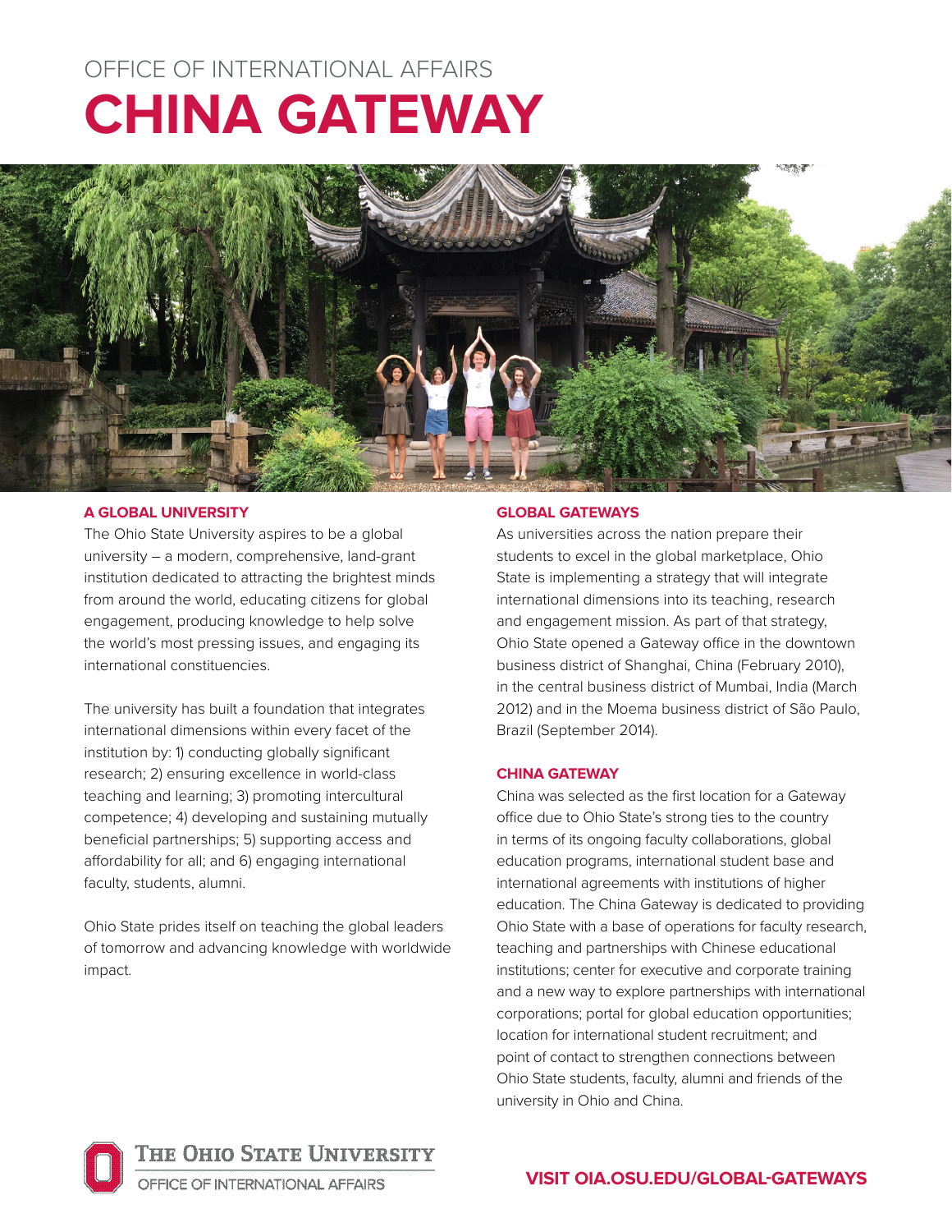OFFICE OF INTERNATIONAL AFFAIRS

# CHINA GATEWAY

## A GLOBAL UNIVERSITY

The Ohio State University aspires to be a global university – a modern, comprehensive, land-grant institution dedicated to attracting the brightest minds from around the world, educating citizens for global engagement, producing knowledge to help solve the world's most pressing issues, and engaging its international constituencies.

The university has built a foundation that integrates international dimensions within every facet of the institution by: 1) conducting globally significant research; 2) ensuring excellence in world-class teaching and learning; 3) promoting intercultural competence; 4) developing and sustaining mutually beneficial partnerships; 5) supporting access and affordability for all; and 6) engaging international faculty, students, alumni.

Ohio State prides itself on teaching the global leaders of tomorrow and advancing knowledge with worldwide impact.

## GLOBAL GATEWAYS

As universities across the nation prepare their students to excel in the global marketplace, Ohio State is implementing a strategy that will integrate international dimensions into its teaching, research and engagement mission. As part of that strategy, Ohio State opened a Gateway office in the downtown business district of Shanghai, China (February 2010), in the central business district of Mumbai, India (March 2012) and in the Moema business district of São Paulo, Brazil (September 2014).

## CHINA GATEWAY

China was selected as the first location for a Gateway office due to Ohio State's strong ties to the country in terms of its ongoing faculty collaborations, global education programs, international student base and international agreements with institutions of higher education. The China Gateway is dedicated to providing Ohio State with a base of operations for faculty research, teaching and partnerships with Chinese educational institutions; center for executive and corporate training and a new way to explore partnerships with international corporations; portal for global education opportunities; location for international student recruitment; and point of contact to strengthen connections between Ohio State students, faculty, alumni and friends of the university in Ohio and China.

THE OHIO STATE UNIVERSITY
OFFICE OF INTERNATIONAL AFFAIRS

**VISIT OIA.OSU.EDU/GLOBAL-GATEWAYS**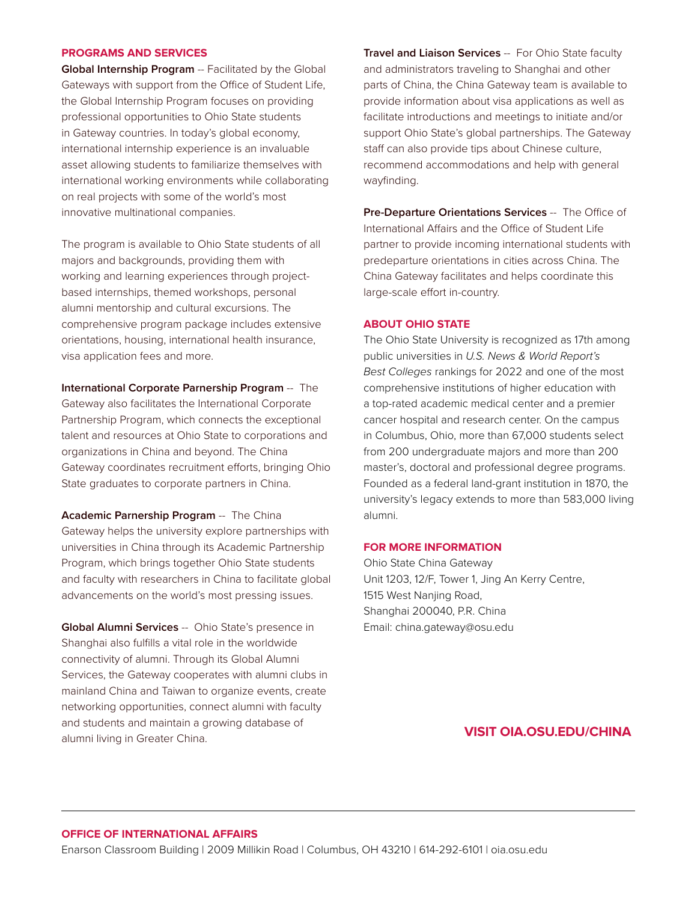## PROGRAMS AND SERVICES

**Global Internship Program** -- Facilitated by the Global Gateways with support from the Office of Student Life, the Global Internship Program focuses on providing professional opportunities to Ohio State students in Gateway countries. In today's global economy, international internship experience is an invaluable asset allowing students to familiarize themselves with international working environments while collaborating on real projects with some of the world's most innovative multinational companies.

The program is available to Ohio State students of all majors and backgrounds, providing them with working and learning experiences through project-based internships, themed workshops, personal alumni mentorship and cultural excursions. The comprehensive program package includes extensive orientations, housing, international health insurance, visa application fees and more.

**International Corporate Parnership Program** -- The Gateway also facilitates the International Corporate Partnership Program, which connects the exceptional talent and resources at Ohio State to corporations and organizations in China and beyond. The China Gateway coordinates recruitment efforts, bringing Ohio State graduates to corporate partners in China.

**Academic Parnership Program** -- The China Gateway helps the university explore partnerships with universities in China through its Academic Partnership Program, which brings together Ohio State students and faculty with researchers in China to facilitate global advancements on the world's most pressing issues.

**Global Alumni Services** -- Ohio State's presence in Shanghai also fulfills a vital role in the worldwide connectivity of alumni. Through its Global Alumni Services, the Gateway cooperates with alumni clubs in mainland China and Taiwan to organize events, create networking opportunities, connect alumni with faculty and students and maintain a growing database of alumni living in Greater China.

**Travel and Liaison Services** -- For Ohio State faculty and administrators traveling to Shanghai and other parts of China, the China Gateway team is available to provide information about visa applications as well as facilitate introductions and meetings to initiate and/or support Ohio State's global partnerships. The Gateway staff can also provide tips about Chinese culture, recommend accommodations and help with general wayfinding.

**Pre-Departure Orientations Services** -- The Office of International Affairs and the Office of Student Life partner to provide incoming international students with predeparture orientations in cities across China. The China Gateway facilitates and helps coordinate this large-scale effort in-country.

## ABOUT OHIO STATE

The Ohio State University is recognized as 17th among public universities in *U.S. News & World Report's Best Colleges* rankings for 2022 and one of the most comprehensive institutions of higher education with a top-rated academic medical center and a premier cancer hospital and research center. On the campus in Columbus, Ohio, more than 67,000 students select from 200 undergraduate majors and more than 200 master's, doctoral and professional degree programs. Founded as a federal land-grant institution in 1870, the university's legacy extends to more than 583,000 living alumni.

## FOR MORE INFORMATION

Ohio State China Gateway
Unit 1203, 12/F, Tower 1, Jing An Kerry Centre,
1515 West Nanjing Road,
Shanghai 200040, P.R. China
Email: china.gateway@osu.edu

**VISIT OIA.OSU.EDU/CHINA**

---

**OFFICE OF INTERNATIONAL AFFAIRS**

Enarson Classroom Building | 2009 Millikin Road | Columbus, OH 43210 | 614-292-6101 | oia.osu.edu